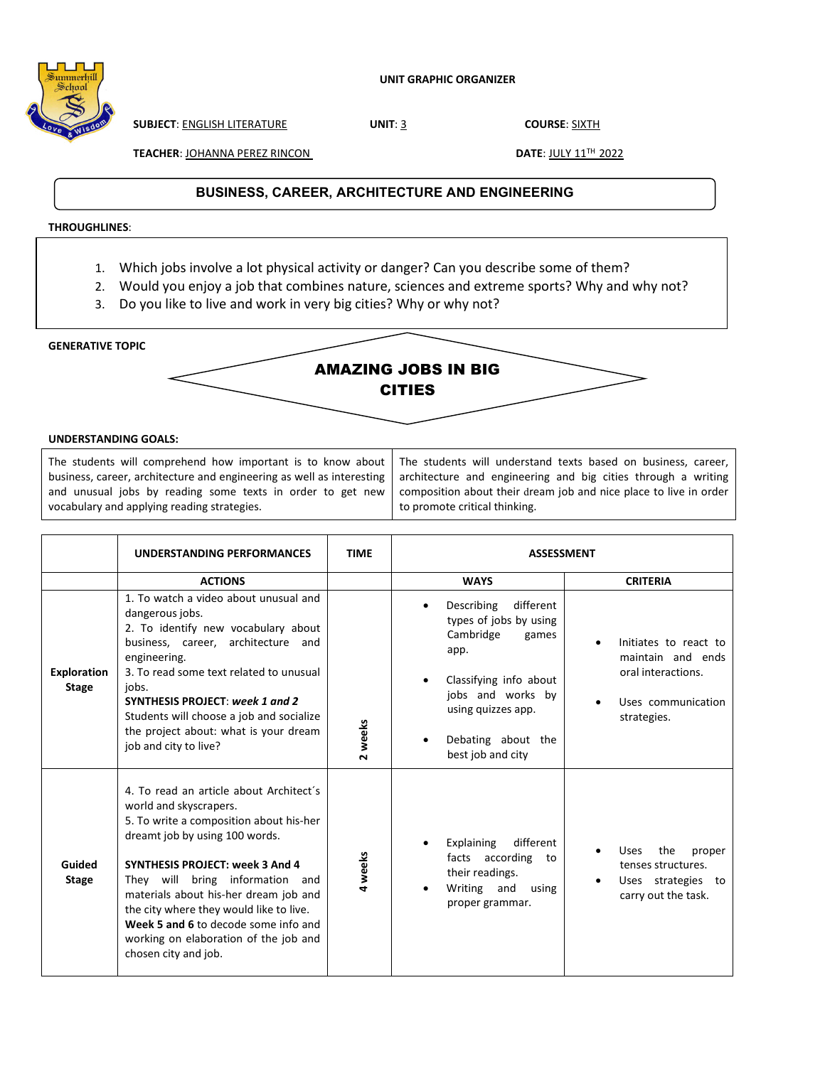**UNIT GRAPHIC ORGANIZER**

**SUBJECT**: ENGLISH LITERATURE **UNIT**: 3 **COURSE**: SIXTH

**TEACHER**: JOHANNA PEREZ RINCON **DATE**: JULY 11TH 2022

## BUSINESS, CAREER, ARCHITECTURE AND ENGINEERING

**THROUGHLINES**:

1. Which jobs involve a lot physical activity or danger? Can you describe some of them?
2. Would you enjoy a job that combines nature, sciences and extreme sports? Why and why not?
3. Do you like to live and work in very big cities? Why or why not?

**GENERATIVE TOPIC**

### AMAZING JOBS IN BIG CITIES

**UNDERSTANDING GOALS:**

| | |
|---|---|
| The students will comprehend how important is to know about business, career, architecture and engineering as well as interesting and unusual jobs by reading some texts in order to get new vocabulary and applying reading strategies. | The students will understand texts based on business, career, architecture and engineering and big cities through a writing composition about their dream job and nice place to live in order to promote critical thinking. |

| | UNDERSTANDING PERFORMANCES | TIME | ASSESSMENT | |
|---|---|---|---|---|
| | **ACTIONS** | | **WAYS** | **CRITERIA** |
| **Exploration Stage** | 1. To watch a video about unusual and dangerous jobs.<br>2. To identify new vocabulary about business, career, architecture and engineering.<br>3. To read some text related to unusual jobs.<br>**SYNTHESIS PROJECT**: ***week 1 and 2***<br>Students will choose a job and socialize the project about: what is your dream job and city to live? | **2 weeks** | • Describing different types of jobs by using Cambridge games app.<br>• Classifying info about jobs and works by using quizzes app.<br>• Debating about the best job and city | • Initiates to react to maintain and ends oral interactions.<br>• Uses communication strategies. |
| **Guided Stage** | 4. To read an article about Architect´s world and skyscrapers.<br>5. To write a composition about his-her dreamt job by using 100 words.<br>**SYNTHESIS PROJECT: week 3 And 4**<br>They will bring information and materials about his-her dream job and the city where they would like to live.<br>**Week 5 and 6** to decode some info and working on elaboration of the job and chosen city and job. | **4 weeks** | • Explaining different facts according to their readings.<br>• Writing and using proper grammar. | • Uses the proper tenses structures.<br>• Uses strategies to carry out the task. |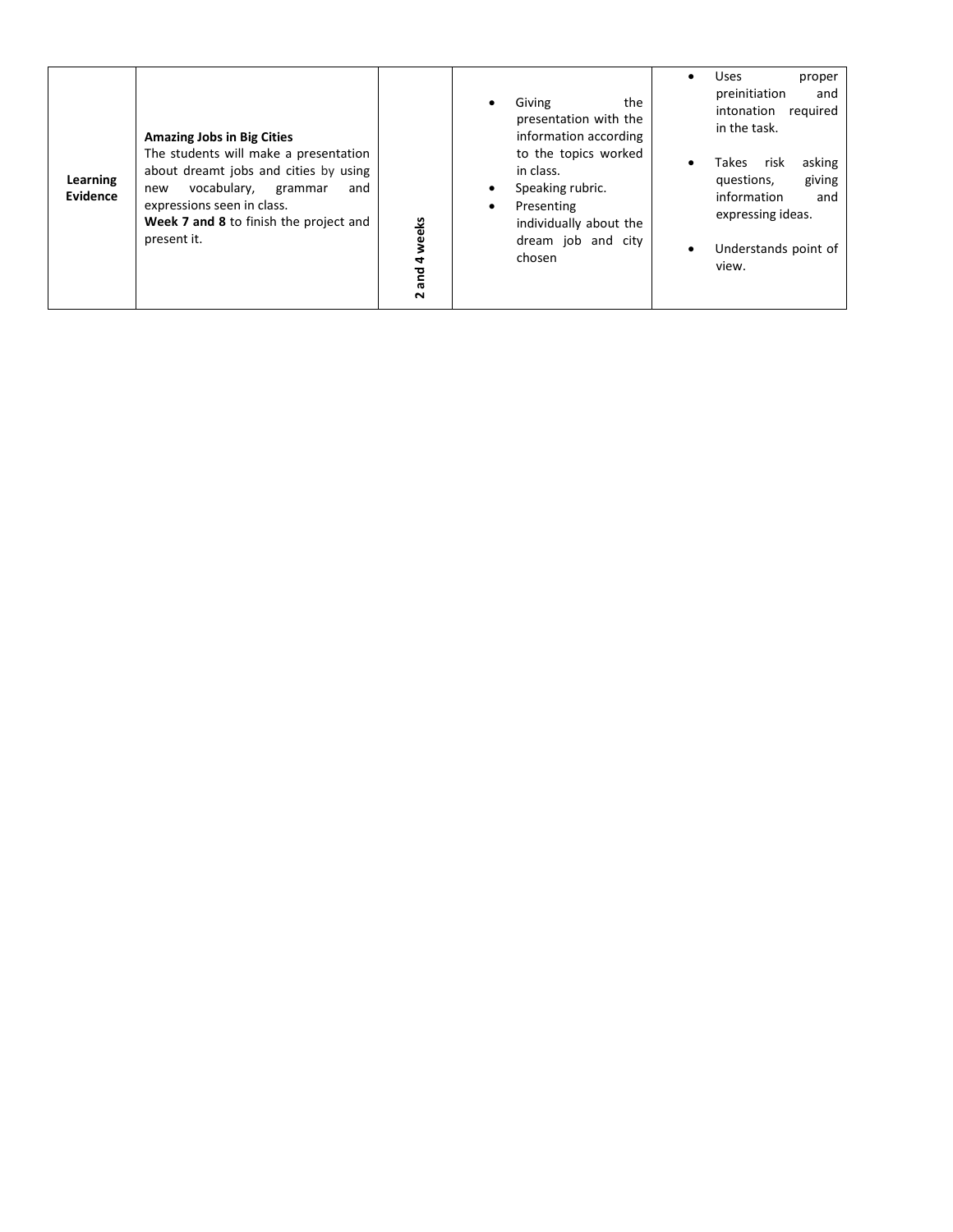| | | | | |
|---|---|---|---|---|
| **Learning Evidence** | **Amazing Jobs in Big Cities**<br>The students will make a presentation about dreamt jobs and cities by using new vocabulary, grammar and expressions seen in class.<br>**Week 7 and 8** to finish the project and present it. | **2 and 4 weeks** | • Giving the presentation with the information according to the topics worked in class.<br>• Speaking rubric.<br>• Presenting individually about the dream job and city chosen | • Uses proper preinitiation and intonation required in the task.<br>• Takes risk asking questions, giving information and expressing ideas.<br>• Understands point of view. |